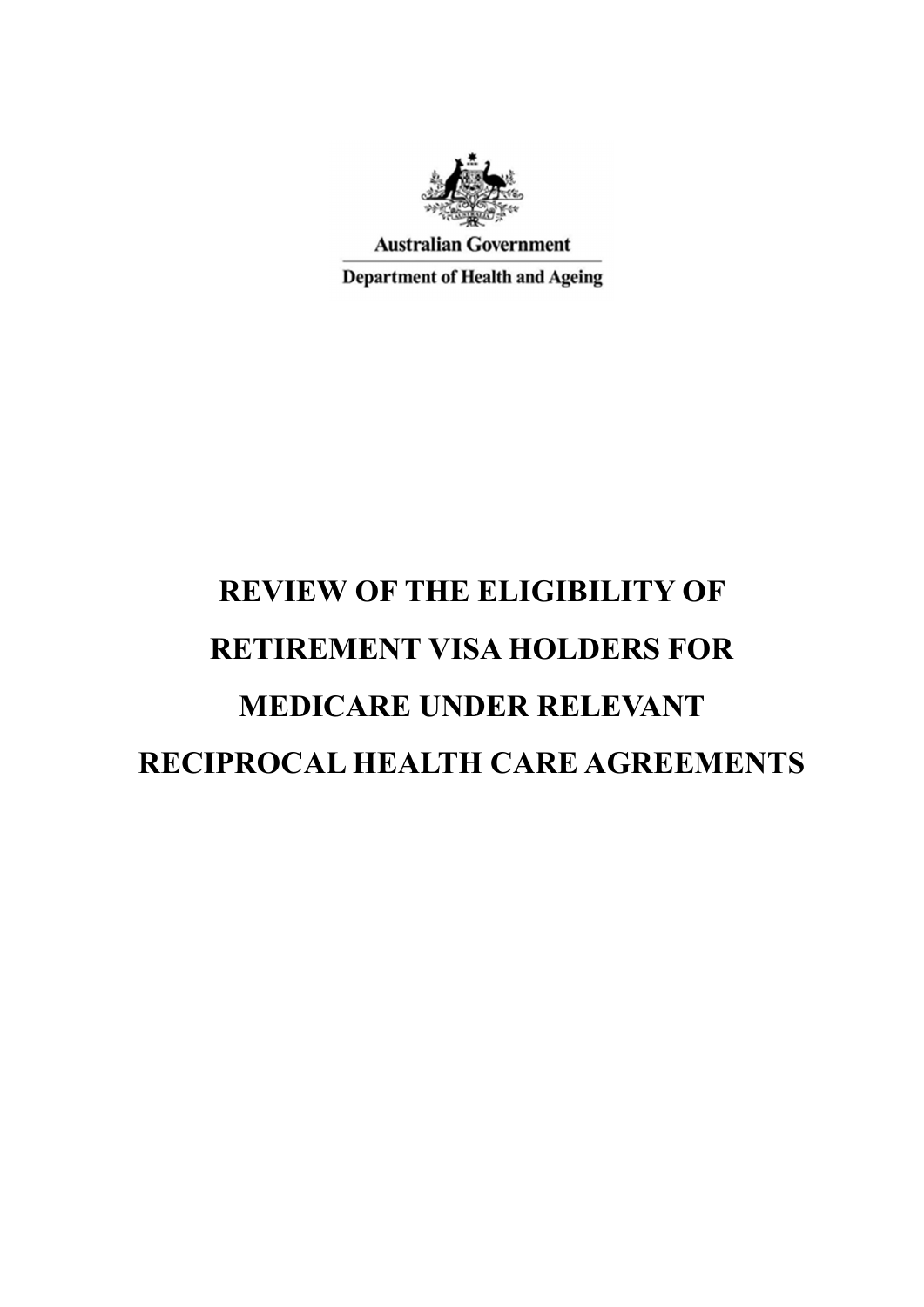Australian Government

Department of Health and Ageing

# REVIEW OF THE ELIGIBILITY OF RETIREMENT VISA HOLDERS FOR MEDICARE UNDER RELEVANT RECIPROCAL HEALTH CARE AGREEMENTS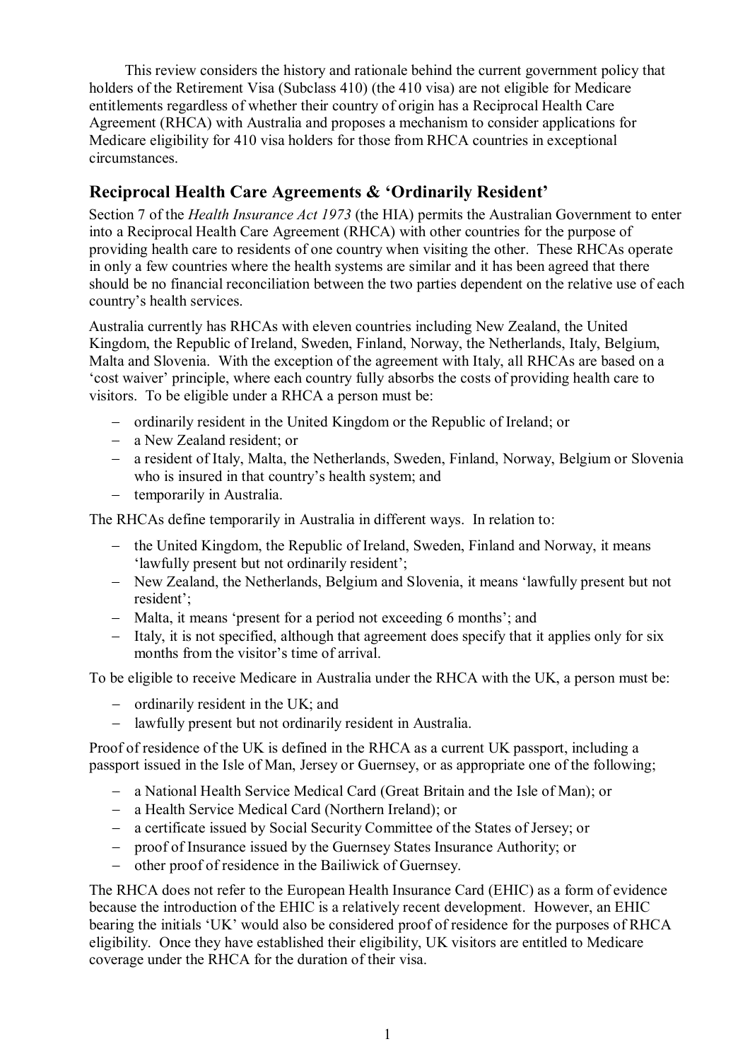This review considers the history and rationale behind the current government policy that holders of the Retirement Visa (Subclass 410) (the 410 visa) are not eligible for Medicare entitlements regardless of whether their country of origin has a Reciprocal Health Care Agreement (RHCA) with Australia and proposes a mechanism to consider applications for Medicare eligibility for 410 visa holders for those from RHCA countries in exceptional circumstances.

## Reciprocal Health Care Agreements & 'Ordinarily Resident'

Section 7 of the *Health Insurance Act 1973* (the HIA) permits the Australian Government to enter into a Reciprocal Health Care Agreement (RHCA) with other countries for the purpose of providing health care to residents of one country when visiting the other. These RHCAs operate in only a few countries where the health systems are similar and it has been agreed that there should be no financial reconciliation between the two parties dependent on the relative use of each country's health services.

Australia currently has RHCAs with eleven countries including New Zealand, the United Kingdom, the Republic of Ireland, Sweden, Finland, Norway, the Netherlands, Italy, Belgium, Malta and Slovenia. With the exception of the agreement with Italy, all RHCAs are based on a 'cost waiver' principle, where each country fully absorbs the costs of providing health care to visitors. To be eligible under a RHCA a person must be:

- ordinarily resident in the United Kingdom or the Republic of Ireland; or
- a New Zealand resident; or
- a resident of Italy, Malta, the Netherlands, Sweden, Finland, Norway, Belgium or Slovenia who is insured in that country's health system; and
- temporarily in Australia.

The RHCAs define temporarily in Australia in different ways. In relation to:

- the United Kingdom, the Republic of Ireland, Sweden, Finland and Norway, it means 'lawfully present but not ordinarily resident';
- New Zealand, the Netherlands, Belgium and Slovenia, it means 'lawfully present but not resident';
- Malta, it means 'present for a period not exceeding 6 months'; and
- Italy, it is not specified, although that agreement does specify that it applies only for six months from the visitor's time of arrival.

To be eligible to receive Medicare in Australia under the RHCA with the UK, a person must be:

- ordinarily resident in the UK; and
- lawfully present but not ordinarily resident in Australia.

Proof of residence of the UK is defined in the RHCA as a current UK passport, including a passport issued in the Isle of Man, Jersey or Guernsey, or as appropriate one of the following;

- a National Health Service Medical Card (Great Britain and the Isle of Man); or
- a Health Service Medical Card (Northern Ireland); or
- a certificate issued by Social Security Committee of the States of Jersey; or
- proof of Insurance issued by the Guernsey States Insurance Authority; or
- other proof of residence in the Bailiwick of Guernsey.

The RHCA does not refer to the European Health Insurance Card (EHIC) as a form of evidence because the introduction of the EHIC is a relatively recent development. However, an EHIC bearing the initials 'UK' would also be considered proof of residence for the purposes of RHCA eligibility. Once they have established their eligibility, UK visitors are entitled to Medicare coverage under the RHCA for the duration of their visa.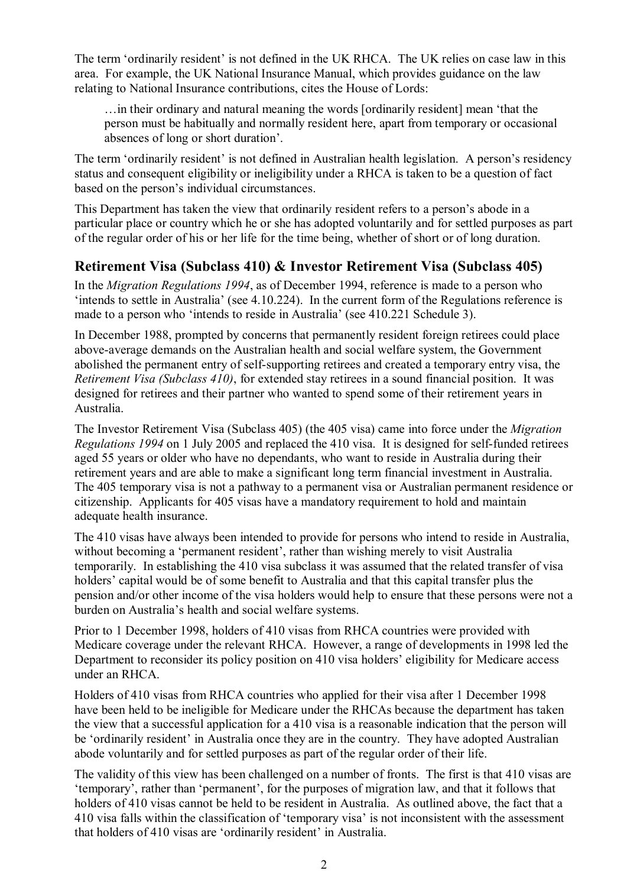The term 'ordinarily resident' is not defined in the UK RHCA. The UK relies on case law in this area. For example, the UK National Insurance Manual, which provides guidance on the law relating to National Insurance contributions, cites the House of Lords:

> …in their ordinary and natural meaning the words [ordinarily resident] mean 'that the person must be habitually and normally resident here, apart from temporary or occasional absences of long or short duration'.

The term 'ordinarily resident' is not defined in Australian health legislation. A person's residency status and consequent eligibility or ineligibility under a RHCA is taken to be a question of fact based on the person's individual circumstances.

This Department has taken the view that ordinarily resident refers to a person's abode in a particular place or country which he or she has adopted voluntarily and for settled purposes as part of the regular order of his or her life for the time being, whether of short or of long duration.

## Retirement Visa (Subclass 410) & Investor Retirement Visa (Subclass 405)

In the *Migration Regulations 1994*, as of December 1994, reference is made to a person who 'intends to settle in Australia' (see 4.10.224). In the current form of the Regulations reference is made to a person who 'intends to reside in Australia' (see 410.221 Schedule 3).

In December 1988, prompted by concerns that permanently resident foreign retirees could place above-average demands on the Australian health and social welfare system, the Government abolished the permanent entry of self-supporting retirees and created a temporary entry visa, the *Retirement Visa (Subclass 410)*, for extended stay retirees in a sound financial position. It was designed for retirees and their partner who wanted to spend some of their retirement years in Australia.

The Investor Retirement Visa (Subclass 405) (the 405 visa) came into force under the *Migration Regulations 1994* on 1 July 2005 and replaced the 410 visa. It is designed for self-funded retirees aged 55 years or older who have no dependants, who want to reside in Australia during their retirement years and are able to make a significant long term financial investment in Australia. The 405 temporary visa is not a pathway to a permanent visa or Australian permanent residence or citizenship. Applicants for 405 visas have a mandatory requirement to hold and maintain adequate health insurance.

The 410 visas have always been intended to provide for persons who intend to reside in Australia, without becoming a 'permanent resident', rather than wishing merely to visit Australia temporarily. In establishing the 410 visa subclass it was assumed that the related transfer of visa holders' capital would be of some benefit to Australia and that this capital transfer plus the pension and/or other income of the visa holders would help to ensure that these persons were not a burden on Australia's health and social welfare systems.

Prior to 1 December 1998, holders of 410 visas from RHCA countries were provided with Medicare coverage under the relevant RHCA. However, a range of developments in 1998 led the Department to reconsider its policy position on 410 visa holders' eligibility for Medicare access under an RHCA.

Holders of 410 visas from RHCA countries who applied for their visa after 1 December 1998 have been held to be ineligible for Medicare under the RHCAs because the department has taken the view that a successful application for a 410 visa is a reasonable indication that the person will be 'ordinarily resident' in Australia once they are in the country. They have adopted Australian abode voluntarily and for settled purposes as part of the regular order of their life.

The validity of this view has been challenged on a number of fronts. The first is that 410 visas are 'temporary', rather than 'permanent', for the purposes of migration law, and that it follows that holders of 410 visas cannot be held to be resident in Australia. As outlined above, the fact that a 410 visa falls within the classification of 'temporary visa' is not inconsistent with the assessment that holders of 410 visas are 'ordinarily resident' in Australia.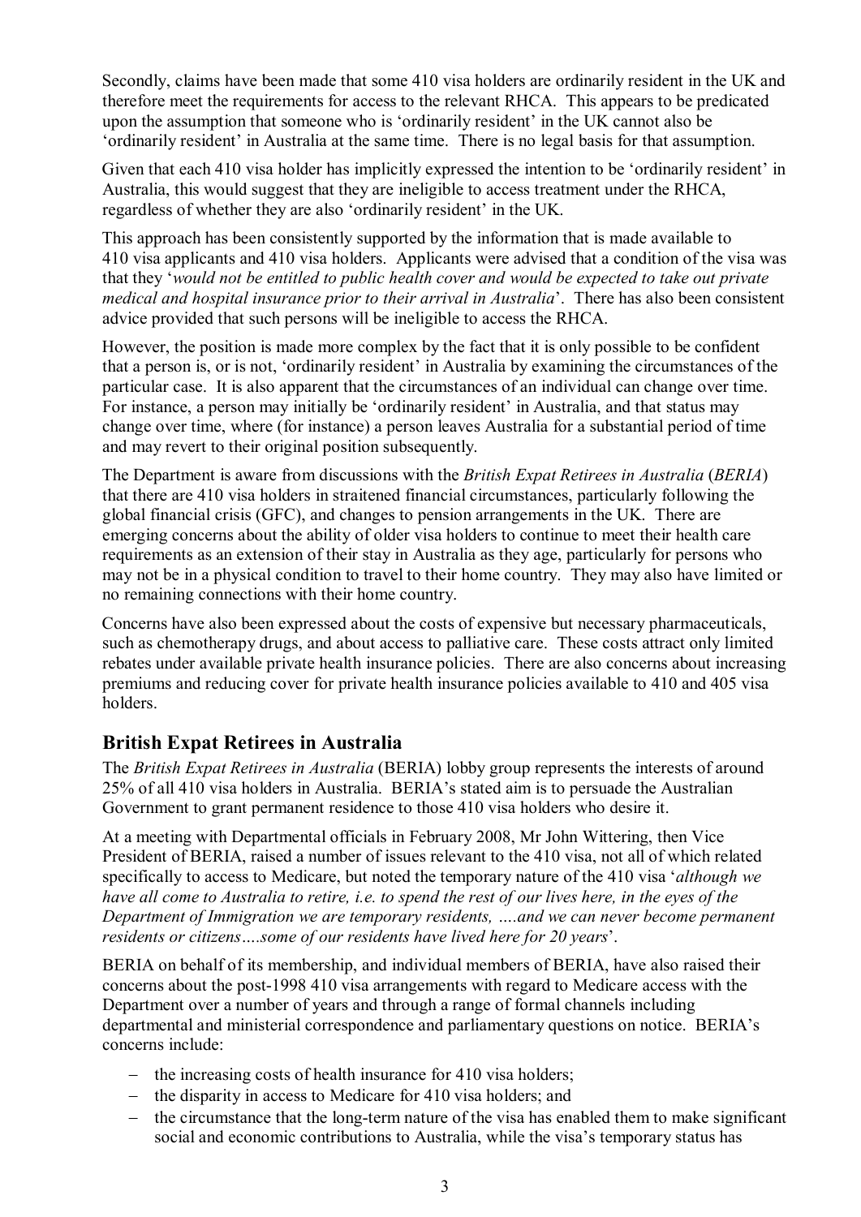Secondly, claims have been made that some 410 visa holders are ordinarily resident in the UK and therefore meet the requirements for access to the relevant RHCA. This appears to be predicated upon the assumption that someone who is 'ordinarily resident' in the UK cannot also be 'ordinarily resident' in Australia at the same time. There is no legal basis for that assumption.

Given that each 410 visa holder has implicitly expressed the intention to be 'ordinarily resident' in Australia, this would suggest that they are ineligible to access treatment under the RHCA, regardless of whether they are also 'ordinarily resident' in the UK.

This approach has been consistently supported by the information that is made available to 410 visa applicants and 410 visa holders. Applicants were advised that a condition of the visa was that they '*would not be entitled to public health cover and would be expected to take out private medical and hospital insurance prior to their arrival in Australia*'. There has also been consistent advice provided that such persons will be ineligible to access the RHCA.

However, the position is made more complex by the fact that it is only possible to be confident that a person is, or is not, 'ordinarily resident' in Australia by examining the circumstances of the particular case. It is also apparent that the circumstances of an individual can change over time. For instance, a person may initially be 'ordinarily resident' in Australia, and that status may change over time, where (for instance) a person leaves Australia for a substantial period of time and may revert to their original position subsequently.

The Department is aware from discussions with the *British Expat Retirees in Australia* (*BERIA*) that there are 410 visa holders in straitened financial circumstances, particularly following the global financial crisis (GFC), and changes to pension arrangements in the UK. There are emerging concerns about the ability of older visa holders to continue to meet their health care requirements as an extension of their stay in Australia as they age, particularly for persons who may not be in a physical condition to travel to their home country. They may also have limited or no remaining connections with their home country.

Concerns have also been expressed about the costs of expensive but necessary pharmaceuticals, such as chemotherapy drugs, and about access to palliative care. These costs attract only limited rebates under available private health insurance policies. There are also concerns about increasing premiums and reducing cover for private health insurance policies available to 410 and 405 visa holders.

## British Expat Retirees in Australia

The *British Expat Retirees in Australia* (BERIA) lobby group represents the interests of around 25% of all 410 visa holders in Australia. BERIA's stated aim is to persuade the Australian Government to grant permanent residence to those 410 visa holders who desire it.

At a meeting with Departmental officials in February 2008, Mr John Wittering, then Vice President of BERIA, raised a number of issues relevant to the 410 visa, not all of which related specifically to access to Medicare, but noted the temporary nature of the 410 visa '*although we have all come to Australia to retire, i.e. to spend the rest of our lives here, in the eyes of the Department of Immigration we are temporary residents, ….and we can never become permanent residents or citizens….some of our residents have lived here for 20 years*'.

BERIA on behalf of its membership, and individual members of BERIA, have also raised their concerns about the post-1998 410 visa arrangements with regard to Medicare access with the Department over a number of years and through a range of formal channels including departmental and ministerial correspondence and parliamentary questions on notice. BERIA's concerns include:

- the increasing costs of health insurance for 410 visa holders;
- the disparity in access to Medicare for 410 visa holders; and
- the circumstance that the long-term nature of the visa has enabled them to make significant social and economic contributions to Australia, while the visa's temporary status has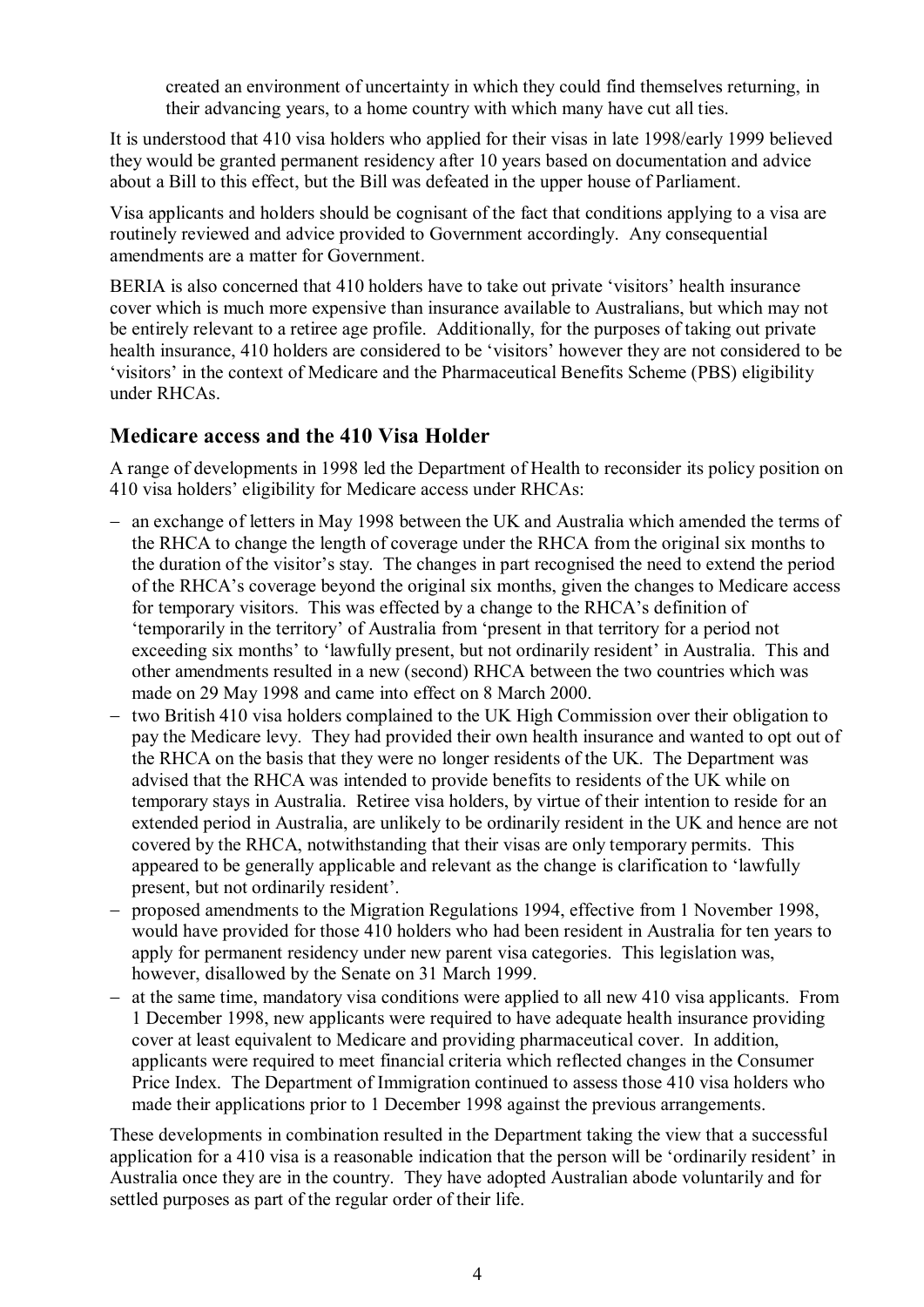created an environment of uncertainty in which they could find themselves returning, in their advancing years, to a home country with which many have cut all ties.

It is understood that 410 visa holders who applied for their visas in late 1998/early 1999 believed they would be granted permanent residency after 10 years based on documentation and advice about a Bill to this effect, but the Bill was defeated in the upper house of Parliament.

Visa applicants and holders should be cognisant of the fact that conditions applying to a visa are routinely reviewed and advice provided to Government accordingly. Any consequential amendments are a matter for Government.

BERIA is also concerned that 410 holders have to take out private 'visitors' health insurance cover which is much more expensive than insurance available to Australians, but which may not be entirely relevant to a retiree age profile. Additionally, for the purposes of taking out private health insurance, 410 holders are considered to be 'visitors' however they are not considered to be 'visitors' in the context of Medicare and the Pharmaceutical Benefits Scheme (PBS) eligibility under RHCAs.

## Medicare access and the 410 Visa Holder

A range of developments in 1998 led the Department of Health to reconsider its policy position on 410 visa holders' eligibility for Medicare access under RHCAs:

- an exchange of letters in May 1998 between the UK and Australia which amended the terms of the RHCA to change the length of coverage under the RHCA from the original six months to the duration of the visitor's stay. The changes in part recognised the need to extend the period of the RHCA's coverage beyond the original six months, given the changes to Medicare access for temporary visitors. This was effected by a change to the RHCA's definition of 'temporarily in the territory' of Australia from 'present in that territory for a period not exceeding six months' to 'lawfully present, but not ordinarily resident' in Australia. This and other amendments resulted in a new (second) RHCA between the two countries which was made on 29 May 1998 and came into effect on 8 March 2000.
- two British 410 visa holders complained to the UK High Commission over their obligation to pay the Medicare levy. They had provided their own health insurance and wanted to opt out of the RHCA on the basis that they were no longer residents of the UK. The Department was advised that the RHCA was intended to provide benefits to residents of the UK while on temporary stays in Australia. Retiree visa holders, by virtue of their intention to reside for an extended period in Australia, are unlikely to be ordinarily resident in the UK and hence are not covered by the RHCA, notwithstanding that their visas are only temporary permits. This appeared to be generally applicable and relevant as the change is clarification to 'lawfully present, but not ordinarily resident'.
- proposed amendments to the Migration Regulations 1994, effective from 1 November 1998, would have provided for those 410 holders who had been resident in Australia for ten years to apply for permanent residency under new parent visa categories. This legislation was, however, disallowed by the Senate on 31 March 1999.
- at the same time, mandatory visa conditions were applied to all new 410 visa applicants. From 1 December 1998, new applicants were required to have adequate health insurance providing cover at least equivalent to Medicare and providing pharmaceutical cover. In addition, applicants were required to meet financial criteria which reflected changes in the Consumer Price Index. The Department of Immigration continued to assess those 410 visa holders who made their applications prior to 1 December 1998 against the previous arrangements.

These developments in combination resulted in the Department taking the view that a successful application for a 410 visa is a reasonable indication that the person will be 'ordinarily resident' in Australia once they are in the country. They have adopted Australian abode voluntarily and for settled purposes as part of the regular order of their life.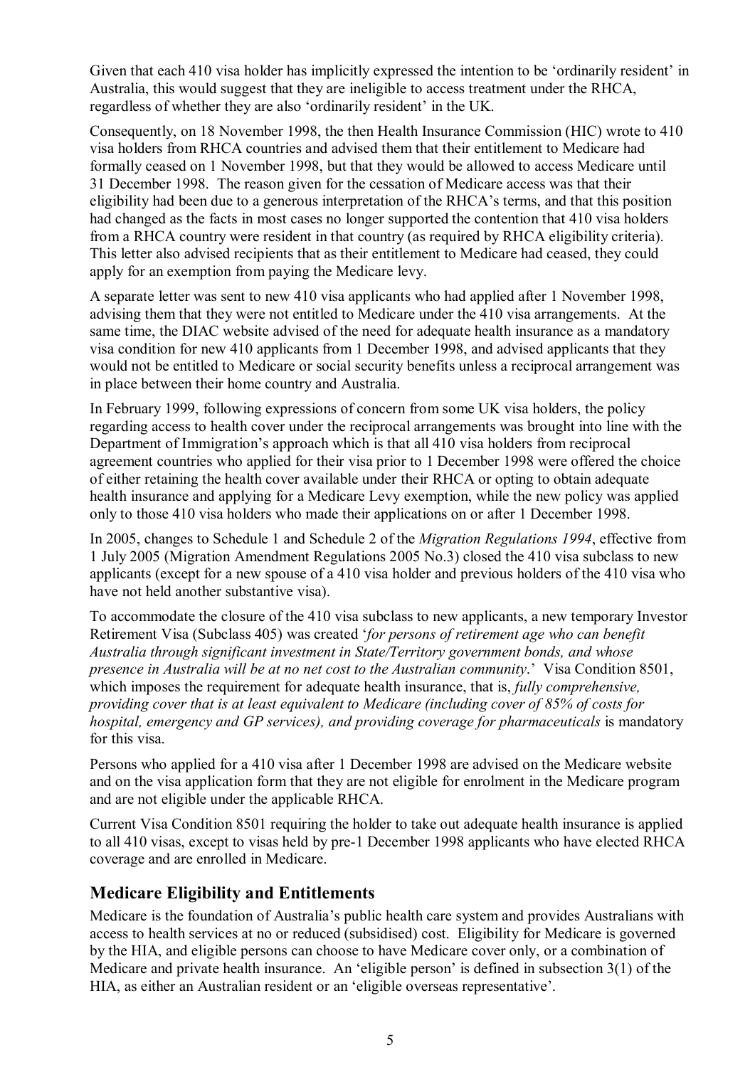Given that each 410 visa holder has implicitly expressed the intention to be 'ordinarily resident' in Australia, this would suggest that they are ineligible to access treatment under the RHCA, regardless of whether they are also 'ordinarily resident' in the UK.

Consequently, on 18 November 1998, the then Health Insurance Commission (HIC) wrote to 410 visa holders from RHCA countries and advised them that their entitlement to Medicare had formally ceased on 1 November 1998, but that they would be allowed to access Medicare until 31 December 1998. The reason given for the cessation of Medicare access was that their eligibility had been due to a generous interpretation of the RHCA's terms, and that this position had changed as the facts in most cases no longer supported the contention that 410 visa holders from a RHCA country were resident in that country (as required by RHCA eligibility criteria). This letter also advised recipients that as their entitlement to Medicare had ceased, they could apply for an exemption from paying the Medicare levy.

A separate letter was sent to new 410 visa applicants who had applied after 1 November 1998, advising them that they were not entitled to Medicare under the 410 visa arrangements. At the same time, the DIAC website advised of the need for adequate health insurance as a mandatory visa condition for new 410 applicants from 1 December 1998, and advised applicants that they would not be entitled to Medicare or social security benefits unless a reciprocal arrangement was in place between their home country and Australia.

In February 1999, following expressions of concern from some UK visa holders, the policy regarding access to health cover under the reciprocal arrangements was brought into line with the Department of Immigration's approach which is that all 410 visa holders from reciprocal agreement countries who applied for their visa prior to 1 December 1998 were offered the choice of either retaining the health cover available under their RHCA or opting to obtain adequate health insurance and applying for a Medicare Levy exemption, while the new policy was applied only to those 410 visa holders who made their applications on or after 1 December 1998.

In 2005, changes to Schedule 1 and Schedule 2 of the *Migration Regulations 1994*, effective from 1 July 2005 (Migration Amendment Regulations 2005 No.3) closed the 410 visa subclass to new applicants (except for a new spouse of a 410 visa holder and previous holders of the 410 visa who have not held another substantive visa).

To accommodate the closure of the 410 visa subclass to new applicants, a new temporary Investor Retirement Visa (Subclass 405) was created '*for persons of retirement age who can benefit Australia through significant investment in State/Territory government bonds, and whose presence in Australia will be at no net cost to the Australian community*.' Visa Condition 8501, which imposes the requirement for adequate health insurance, that is, *fully comprehensive, providing cover that is at least equivalent to Medicare (including cover of 85% of costs for hospital, emergency and GP services), and providing coverage for pharmaceuticals* is mandatory for this visa.

Persons who applied for a 410 visa after 1 December 1998 are advised on the Medicare website and on the visa application form that they are not eligible for enrolment in the Medicare program and are not eligible under the applicable RHCA.

Current Visa Condition 8501 requiring the holder to take out adequate health insurance is applied to all 410 visas, except to visas held by pre-1 December 1998 applicants who have elected RHCA coverage and are enrolled in Medicare.

## Medicare Eligibility and Entitlements

Medicare is the foundation of Australia's public health care system and provides Australians with access to health services at no or reduced (subsidised) cost. Eligibility for Medicare is governed by the HIA, and eligible persons can choose to have Medicare cover only, or a combination of Medicare and private health insurance. An 'eligible person' is defined in subsection 3(1) of the HIA, as either an Australian resident or an 'eligible overseas representative'.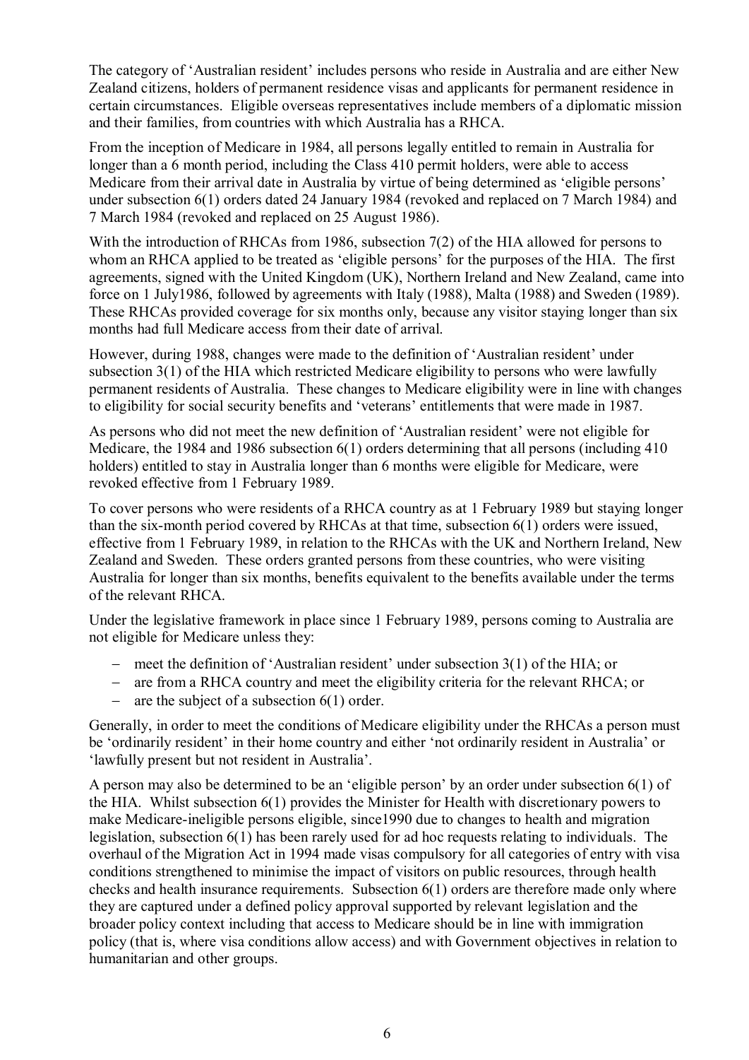The category of 'Australian resident' includes persons who reside in Australia and are either New Zealand citizens, holders of permanent residence visas and applicants for permanent residence in certain circumstances. Eligible overseas representatives include members of a diplomatic mission and their families, from countries with which Australia has a RHCA.

From the inception of Medicare in 1984, all persons legally entitled to remain in Australia for longer than a 6 month period, including the Class 410 permit holders, were able to access Medicare from their arrival date in Australia by virtue of being determined as 'eligible persons' under subsection 6(1) orders dated 24 January 1984 (revoked and replaced on 7 March 1984) and 7 March 1984 (revoked and replaced on 25 August 1986).

With the introduction of RHCAs from 1986, subsection 7(2) of the HIA allowed for persons to whom an RHCA applied to be treated as 'eligible persons' for the purposes of the HIA. The first agreements, signed with the United Kingdom (UK), Northern Ireland and New Zealand, came into force on 1 July1986, followed by agreements with Italy (1988), Malta (1988) and Sweden (1989). These RHCAs provided coverage for six months only, because any visitor staying longer than six months had full Medicare access from their date of arrival.

However, during 1988, changes were made to the definition of 'Australian resident' under subsection 3(1) of the HIA which restricted Medicare eligibility to persons who were lawfully permanent residents of Australia. These changes to Medicare eligibility were in line with changes to eligibility for social security benefits and 'veterans' entitlements that were made in 1987.

As persons who did not meet the new definition of 'Australian resident' were not eligible for Medicare, the 1984 and 1986 subsection 6(1) orders determining that all persons (including 410 holders) entitled to stay in Australia longer than 6 months were eligible for Medicare, were revoked effective from 1 February 1989.

To cover persons who were residents of a RHCA country as at 1 February 1989 but staying longer than the six-month period covered by RHCAs at that time, subsection 6(1) orders were issued, effective from 1 February 1989, in relation to the RHCAs with the UK and Northern Ireland, New Zealand and Sweden. These orders granted persons from these countries, who were visiting Australia for longer than six months, benefits equivalent to the benefits available under the terms of the relevant RHCA.

Under the legislative framework in place since 1 February 1989, persons coming to Australia are not eligible for Medicare unless they:

- meet the definition of 'Australian resident' under subsection 3(1) of the HIA; or
- are from a RHCA country and meet the eligibility criteria for the relevant RHCA; or
- are the subject of a subsection 6(1) order.

Generally, in order to meet the conditions of Medicare eligibility under the RHCAs a person must be 'ordinarily resident' in their home country and either 'not ordinarily resident in Australia' or 'lawfully present but not resident in Australia'.

A person may also be determined to be an 'eligible person' by an order under subsection 6(1) of the HIA. Whilst subsection 6(1) provides the Minister for Health with discretionary powers to make Medicare-ineligible persons eligible, since1990 due to changes to health and migration legislation, subsection 6(1) has been rarely used for ad hoc requests relating to individuals. The overhaul of the Migration Act in 1994 made visas compulsory for all categories of entry with visa conditions strengthened to minimise the impact of visitors on public resources, through health checks and health insurance requirements. Subsection 6(1) orders are therefore made only where they are captured under a defined policy approval supported by relevant legislation and the broader policy context including that access to Medicare should be in line with immigration policy (that is, where visa conditions allow access) and with Government objectives in relation to humanitarian and other groups.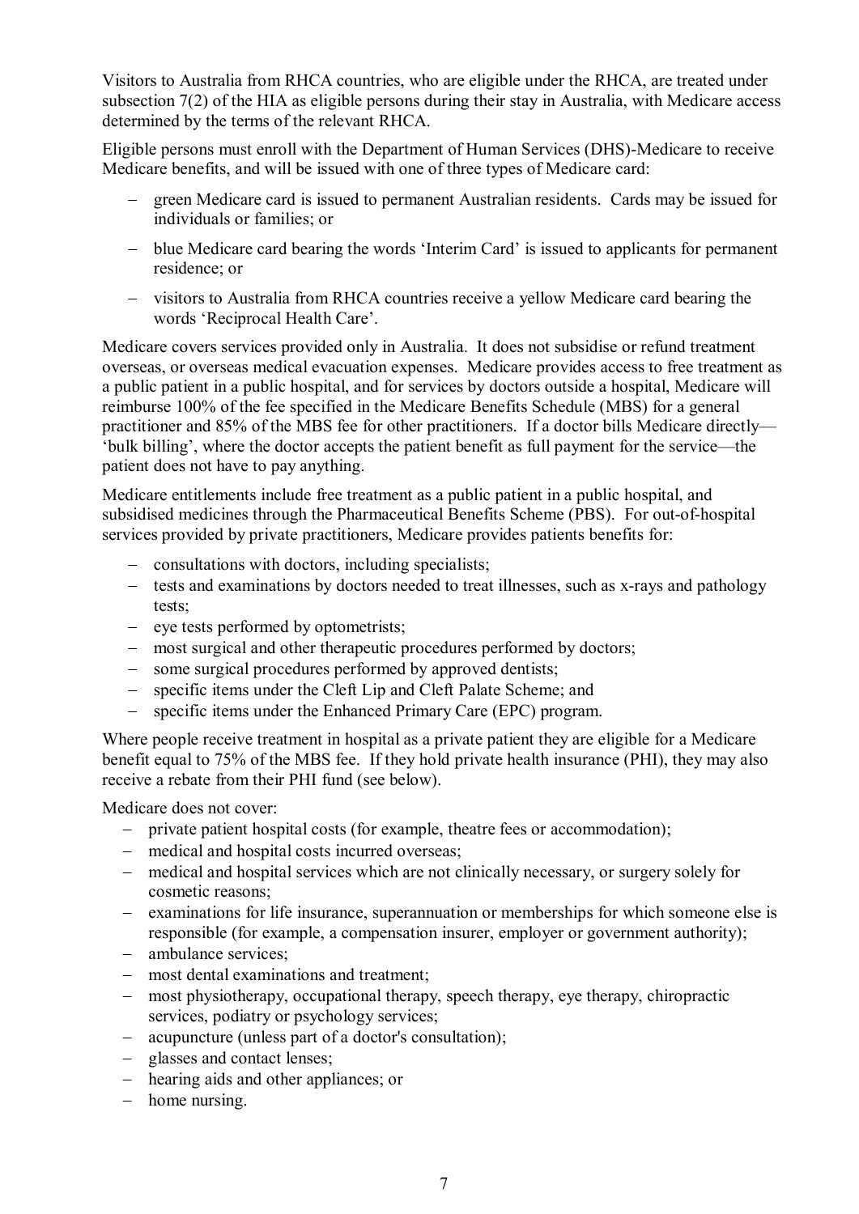Visitors to Australia from RHCA countries, who are eligible under the RHCA, are treated under subsection 7(2) of the HIA as eligible persons during their stay in Australia, with Medicare access determined by the terms of the relevant RHCA.

Eligible persons must enroll with the Department of Human Services (DHS)-Medicare to receive Medicare benefits, and will be issued with one of three types of Medicare card:

- green Medicare card is issued to permanent Australian residents. Cards may be issued for individuals or families; or
- blue Medicare card bearing the words 'Interim Card' is issued to applicants for permanent residence; or
- visitors to Australia from RHCA countries receive a yellow Medicare card bearing the words 'Reciprocal Health Care'.

Medicare covers services provided only in Australia. It does not subsidise or refund treatment overseas, or overseas medical evacuation expenses. Medicare provides access to free treatment as a public patient in a public hospital, and for services by doctors outside a hospital, Medicare will reimburse 100% of the fee specified in the Medicare Benefits Schedule (MBS) for a general practitioner and 85% of the MBS fee for other practitioners. If a doctor bills Medicare directly—'bulk billing', where the doctor accepts the patient benefit as full payment for the service—the patient does not have to pay anything.

Medicare entitlements include free treatment as a public patient in a public hospital, and subsidised medicines through the Pharmaceutical Benefits Scheme (PBS). For out-of-hospital services provided by private practitioners, Medicare provides patients benefits for:

- consultations with doctors, including specialists;
- tests and examinations by doctors needed to treat illnesses, such as x-rays and pathology tests;
- eye tests performed by optometrists;
- most surgical and other therapeutic procedures performed by doctors;
- some surgical procedures performed by approved dentists;
- specific items under the Cleft Lip and Cleft Palate Scheme; and
- specific items under the Enhanced Primary Care (EPC) program.

Where people receive treatment in hospital as a private patient they are eligible for a Medicare benefit equal to 75% of the MBS fee. If they hold private health insurance (PHI), they may also receive a rebate from their PHI fund (see below).

Medicare does not cover:

- private patient hospital costs (for example, theatre fees or accommodation);
- medical and hospital costs incurred overseas;
- medical and hospital services which are not clinically necessary, or surgery solely for cosmetic reasons;
- examinations for life insurance, superannuation or memberships for which someone else is responsible (for example, a compensation insurer, employer or government authority);
- ambulance services;
- most dental examinations and treatment;
- most physiotherapy, occupational therapy, speech therapy, eye therapy, chiropractic services, podiatry or psychology services;
- acupuncture (unless part of a doctor's consultation);
- glasses and contact lenses;
- hearing aids and other appliances; or
- home nursing.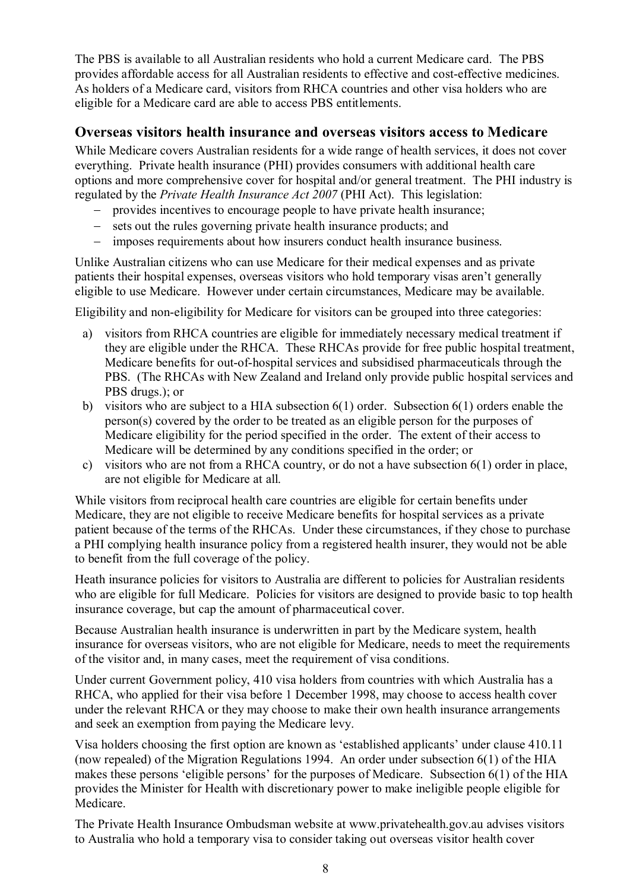The PBS is available to all Australian residents who hold a current Medicare card. The PBS provides affordable access for all Australian residents to effective and cost-effective medicines. As holders of a Medicare card, visitors from RHCA countries and other visa holders who are eligible for a Medicare card are able to access PBS entitlements.

## Overseas visitors health insurance and overseas visitors access to Medicare

While Medicare covers Australian residents for a wide range of health services, it does not cover everything. Private health insurance (PHI) provides consumers with additional health care options and more comprehensive cover for hospital and/or general treatment. The PHI industry is regulated by the *Private Health Insurance Act 2007* (PHI Act). This legislation:

- provides incentives to encourage people to have private health insurance;
- sets out the rules governing private health insurance products; and
- imposes requirements about how insurers conduct health insurance business.

Unlike Australian citizens who can use Medicare for their medical expenses and as private patients their hospital expenses, overseas visitors who hold temporary visas aren't generally eligible to use Medicare. However under certain circumstances, Medicare may be available.

Eligibility and non-eligibility for Medicare for visitors can be grouped into three categories:

a) visitors from RHCA countries are eligible for immediately necessary medical treatment if they are eligible under the RHCA. These RHCAs provide for free public hospital treatment, Medicare benefits for out-of-hospital services and subsidised pharmaceuticals through the PBS. (The RHCAs with New Zealand and Ireland only provide public hospital services and PBS drugs.); or
b) visitors who are subject to a HIA subsection 6(1) order. Subsection 6(1) orders enable the person(s) covered by the order to be treated as an eligible person for the purposes of Medicare eligibility for the period specified in the order. The extent of their access to Medicare will be determined by any conditions specified in the order; or
c) visitors who are not from a RHCA country, or do not a have subsection 6(1) order in place, are not eligible for Medicare at all.

While visitors from reciprocal health care countries are eligible for certain benefits under Medicare, they are not eligible to receive Medicare benefits for hospital services as a private patient because of the terms of the RHCAs. Under these circumstances, if they chose to purchase a PHI complying health insurance policy from a registered health insurer, they would not be able to benefit from the full coverage of the policy.

Heath insurance policies for visitors to Australia are different to policies for Australian residents who are eligible for full Medicare. Policies for visitors are designed to provide basic to top health insurance coverage, but cap the amount of pharmaceutical cover.

Because Australian health insurance is underwritten in part by the Medicare system, health insurance for overseas visitors, who are not eligible for Medicare, needs to meet the requirements of the visitor and, in many cases, meet the requirement of visa conditions.

Under current Government policy, 410 visa holders from countries with which Australia has a RHCA, who applied for their visa before 1 December 1998, may choose to access health cover under the relevant RHCA or they may choose to make their own health insurance arrangements and seek an exemption from paying the Medicare levy.

Visa holders choosing the first option are known as 'established applicants' under clause 410.11 (now repealed) of the Migration Regulations 1994. An order under subsection 6(1) of the HIA makes these persons 'eligible persons' for the purposes of Medicare. Subsection 6(1) of the HIA provides the Minister for Health with discretionary power to make ineligible people eligible for Medicare.

The Private Health Insurance Ombudsman website at www.privatehealth.gov.au advises visitors to Australia who hold a temporary visa to consider taking out overseas visitor health cover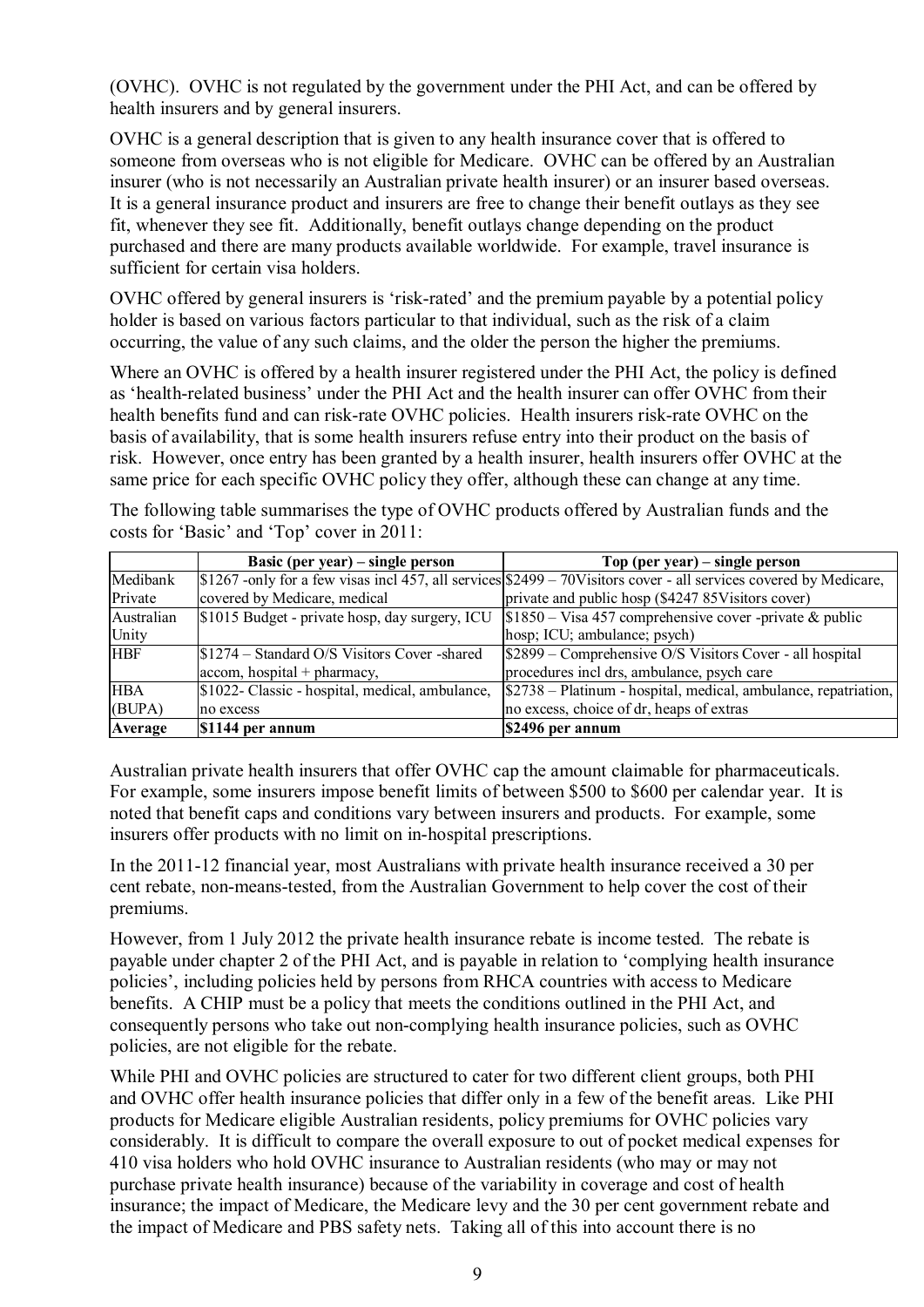(OVHC). OVHC is not regulated by the government under the PHI Act, and can be offered by health insurers and by general insurers.

OVHC is a general description that is given to any health insurance cover that is offered to someone from overseas who is not eligible for Medicare. OVHC can be offered by an Australian insurer (who is not necessarily an Australian private health insurer) or an insurer based overseas. It is a general insurance product and insurers are free to change their benefit outlays as they see fit, whenever they see fit. Additionally, benefit outlays change depending on the product purchased and there are many products available worldwide. For example, travel insurance is sufficient for certain visa holders.

OVHC offered by general insurers is 'risk-rated' and the premium payable by a potential policy holder is based on various factors particular to that individual, such as the risk of a claim occurring, the value of any such claims, and the older the person the higher the premiums.

Where an OVHC is offered by a health insurer registered under the PHI Act, the policy is defined as 'health-related business' under the PHI Act and the health insurer can offer OVHC from their health benefits fund and can risk-rate OVHC policies. Health insurers risk-rate OVHC on the basis of availability, that is some health insurers refuse entry into their product on the basis of risk. However, once entry has been granted by a health insurer, health insurers offer OVHC at the same price for each specific OVHC policy they offer, although these can change at any time.

The following table summarises the type of OVHC products offered by Australian funds and the costs for 'Basic' and 'Top' cover in 2011:

| | Basic (per year) – single person | Top (per year) – single person |
|---|---|---|
| Medibank Private | $1267 -only for a few visas incl 457, all services covered by Medicare, medical | $2499 – 70Visitors cover - all services covered by Medicare, private and public hosp ($4247 85Visitors cover) |
| Australian Unity | $1015 Budget - private hosp, day surgery, ICU | $1850 – Visa 457 comprehensive cover -private & public hosp; ICU; ambulance; psych) |
| HBF | $1274 – Standard O/S Visitors Cover -shared accom, hospital + pharmacy, | $2899 – Comprehensive O/S Visitors Cover - all hospital procedures incl drs, ambulance, psych care |
| HBA (BUPA) | $1022- Classic - hospital, medical, ambulance, no excess | $2738 – Platinum - hospital, medical, ambulance, repatriation, no excess, choice of dr, heaps of extras |
| **Average** | **$1144 per annum** | **$2496 per annum** |

Australian private health insurers that offer OVHC cap the amount claimable for pharmaceuticals. For example, some insurers impose benefit limits of between $500 to $600 per calendar year. It is noted that benefit caps and conditions vary between insurers and products. For example, some insurers offer products with no limit on in-hospital prescriptions.

In the 2011-12 financial year, most Australians with private health insurance received a 30 per cent rebate, non-means-tested, from the Australian Government to help cover the cost of their premiums.

However, from 1 July 2012 the private health insurance rebate is income tested. The rebate is payable under chapter 2 of the PHI Act, and is payable in relation to 'complying health insurance policies', including policies held by persons from RHCA countries with access to Medicare benefits. A CHIP must be a policy that meets the conditions outlined in the PHI Act, and consequently persons who take out non-complying health insurance policies, such as OVHC policies, are not eligible for the rebate.

While PHI and OVHC policies are structured to cater for two different client groups, both PHI and OVHC offer health insurance policies that differ only in a few of the benefit areas. Like PHI products for Medicare eligible Australian residents, policy premiums for OVHC policies vary considerably. It is difficult to compare the overall exposure to out of pocket medical expenses for 410 visa holders who hold OVHC insurance to Australian residents (who may or may not purchase private health insurance) because of the variability in coverage and cost of health insurance; the impact of Medicare, the Medicare levy and the 30 per cent government rebate and the impact of Medicare and PBS safety nets. Taking all of this into account there is no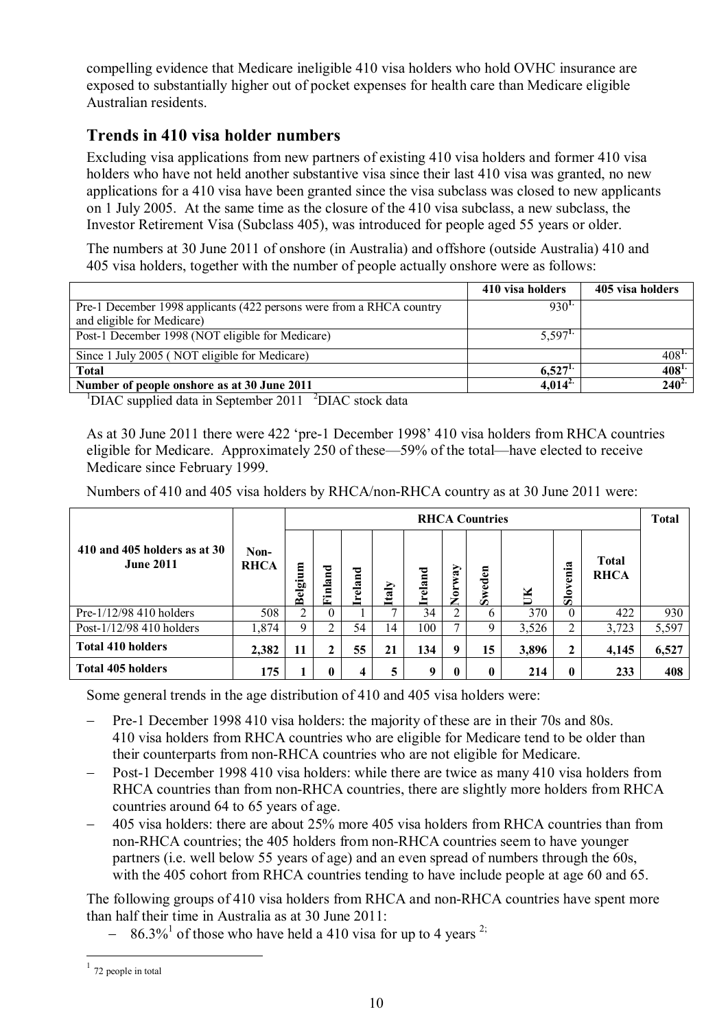compelling evidence that Medicare ineligible 410 visa holders who hold OVHC insurance are exposed to substantially higher out of pocket expenses for health care than Medicare eligible Australian residents.

## Trends in 410 visa holder numbers

Excluding visa applications from new partners of existing 410 visa holders and former 410 visa holders who have not held another substantive visa since their last 410 visa was granted, no new applications for a 410 visa have been granted since the visa subclass was closed to new applicants on 1 July 2005. At the same time as the closure of the 410 visa subclass, a new subclass, the Investor Retirement Visa (Subclass 405), was introduced for people aged 55 years or older.

The numbers at 30 June 2011 of onshore (in Australia) and offshore (outside Australia) 410 and 405 visa holders, together with the number of people actually onshore were as follows:

| | 410 visa holders | 405 visa holders |
|---|---|---|
| Pre-1 December 1998 applicants (422 persons were from a RHCA country and eligible for Medicare) | 930[1.] | |
| Post-1 December 1998 (NOT eligible for Medicare) | 5,597[1.] | |
| Since 1 July 2005 ( NOT eligible for Medicare) | | 408[1.] |
| **Total** | **6,527[1.]** | **408[1.]** |
| **Number of people onshore as at 30 June 2011** | **4,014[2.]** | **240[2.]** |

[1]DIAC supplied data in September 2011 [2]DIAC stock data

As at 30 June 2011 there were 422 'pre-1 December 1998' 410 visa holders from RHCA countries eligible for Medicare. Approximately 250 of these—59% of the total—have elected to receive Medicare since February 1999.

Numbers of 410 and 405 visa holders by RHCA/non-RHCA country as at 30 June 2011 were:

| 410 and 405 holders as at 30 June 2011 | Non-RHCA | RHCA Countries | | | | | | | | | | Total |
|---|---|---|---|---|---|---|---|---|---|---|---|---|
| | | Belgium | Finland | Ireland | Italy | Ireland | Norway | Sweden | UK | Slovenia | Total RHCA | |
| Pre-1/12/98 410 holders | 508 | 2 | 0 | 1 | 7 | 34 | 2 | 6 | 370 | 0 | 422 | 930 |
| Post-1/12/98 410 holders | 1,874 | 9 | 2 | 54 | 14 | 100 | 7 | 9 | 3,526 | 2 | 3,723 | 5,597 |
| **Total 410 holders** | **2,382** | **11** | **2** | **55** | **21** | **134** | **9** | **15** | **3,896** | **2** | **4,145** | **6,527** |
| **Total 405 holders** | **175** | **1** | **0** | **4** | **5** | **9** | **0** | **0** | **214** | **0** | **233** | **408** |

Some general trends in the age distribution of 410 and 405 visa holders were:

- Pre-1 December 1998 410 visa holders: the majority of these are in their 70s and 80s. 410 visa holders from RHCA countries who are eligible for Medicare tend to be older than their counterparts from non-RHCA countries who are not eligible for Medicare.
- Post-1 December 1998 410 visa holders: while there are twice as many 410 visa holders from RHCA countries than from non-RHCA countries, there are slightly more holders from RHCA countries around 64 to 65 years of age.
- 405 visa holders: there are about 25% more 405 visa holders from RHCA countries than from non-RHCA countries; the 405 holders from non-RHCA countries seem to have younger partners (i.e. well below 55 years of age) and an even spread of numbers through the 60s, with the 405 cohort from RHCA countries tending to have include people at age 60 and 65.

The following groups of 410 visa holders from RHCA and non-RHCA countries have spent more than half their time in Australia as at 30 June 2011:

- 86.3%[1] of those who have held a 410 visa for up to 4 years [2;]

[1] 72 people in total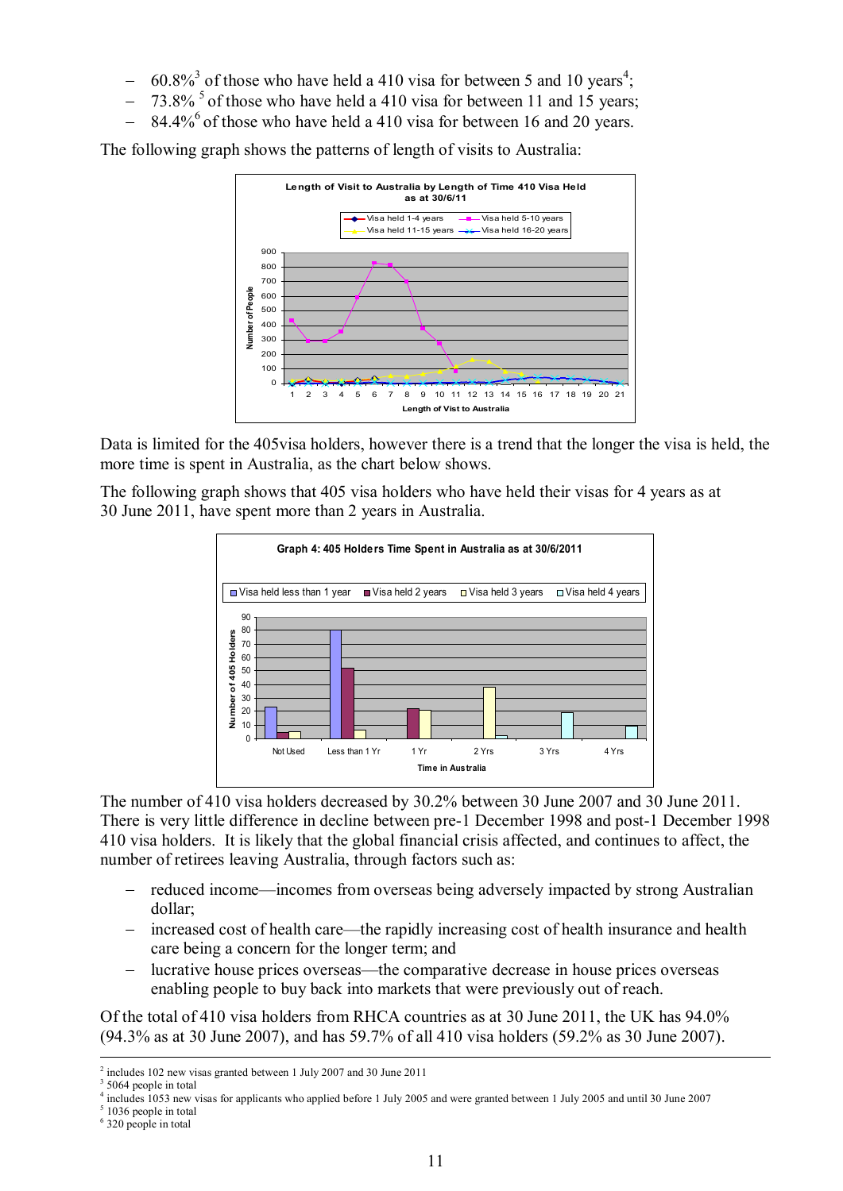- 60.8%[3] of those who have held a 410 visa for between 5 and 10 years[4];
- 73.8% [5] of those who have held a 410 visa for between 11 and 15 years;
- 84.4%[6] of those who have held a 410 visa for between 16 and 20 years.

The following graph shows the patterns of length of visits to Australia:

Data is limited for the 405visa holders, however there is a trend that the longer the visa is held, the more time is spent in Australia, as the chart below shows.

The following graph shows that 405 visa holders who have held their visas for 4 years as at 30 June 2011, have spent more than 2 years in Australia.

The number of 410 visa holders decreased by 30.2% between 30 June 2007 and 30 June 2011. There is very little difference in decline between pre-1 December 1998 and post-1 December 1998 410 visa holders. It is likely that the global financial crisis affected, and continues to affect, the number of retirees leaving Australia, through factors such as:

- reduced income—incomes from overseas being adversely impacted by strong Australian dollar;
- increased cost of health care—the rapidly increasing cost of health insurance and health care being a concern for the longer term; and
- lucrative house prices overseas—the comparative decrease in house prices overseas enabling people to buy back into markets that were previously out of reach.

Of the total of 410 visa holders from RHCA countries as at 30 June 2011, the UK has 94.0% (94.3% as at 30 June 2007), and has 59.7% of all 410 visa holders (59.2% as 30 June 2007).

---

[2] includes 102 new visas granted between 1 July 2007 and 30 June 2011

[3] 5064 people in total

[4] includes 1053 new visas for applicants who applied before 1 July 2005 and were granted between 1 July 2005 and until 30 June 2007

[5] 1036 people in total

[6] 320 people in total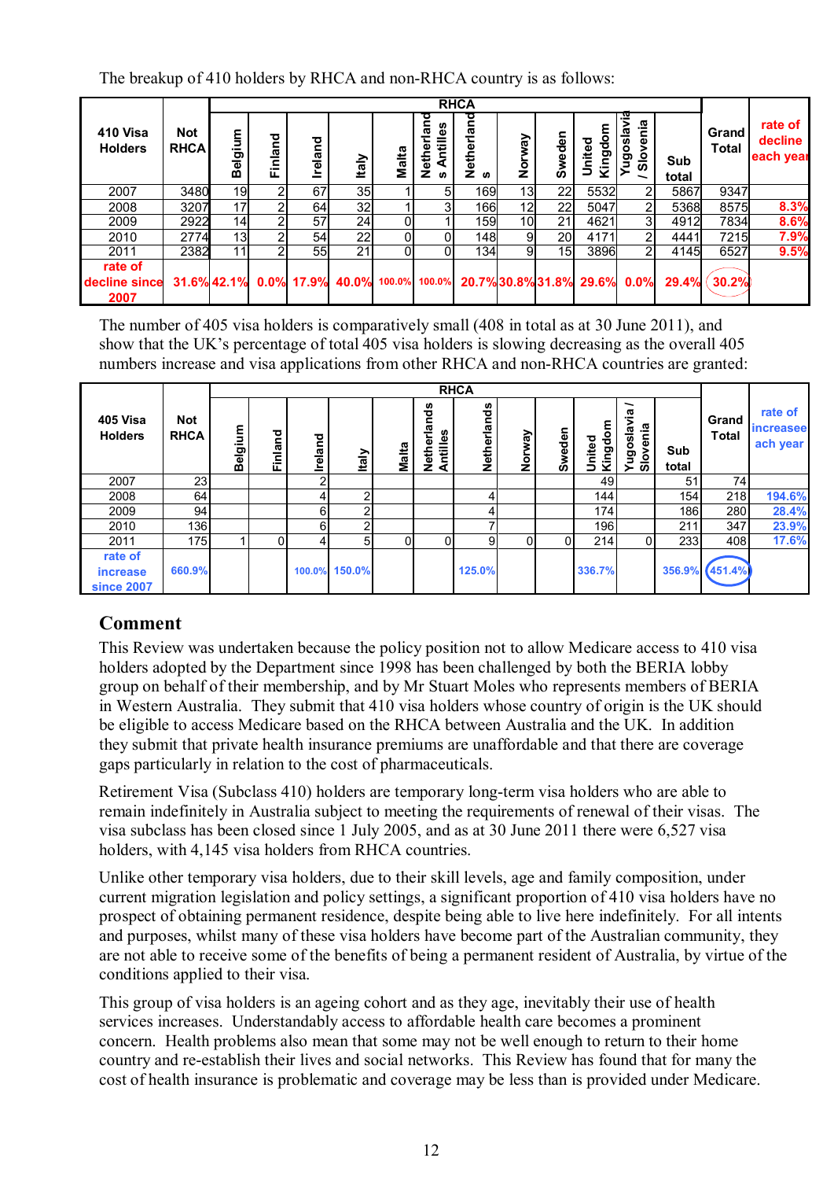The breakup of 410 holders by RHCA and non-RHCA country is as follows:

| 410 Visa Holders | Not RHCA | RHCA | | | | | | | | | | | | Grand Total | rate of decline each year |
|---|---|---|---|---|---|---|---|---|---|---|---|---|---|---|---|
| | | Belgium | Finland | Ireland | Italy | Malta | Netherlands Antilles | Netherlands | Norway | Sweden | United Kingdom | Yugoslavia / Slovenia | Sub total | | |
| 2007 | 3480 | 19 | 2 | 67 | 35 | 1 | 5 | 169 | 13 | 22 | 5532 | 2 | 5867 | 9347 | |
| 2008 | 3207 | 17 | 2 | 64 | 32 | 1 | 3 | 166 | 12 | 22 | 5047 | 2 | 5368 | 8575 | 8.3% |
| 2009 | 2922 | 14 | 2 | 57 | 24 | 0 | 1 | 159 | 10 | 21 | 4621 | 3 | 4912 | 7834 | 8.6% |
| 2010 | 2774 | 13 | 2 | 54 | 22 | 0 | 0 | 148 | 9 | 20 | 4171 | 2 | 4441 | 7215 | 7.9% |
| 2011 | 2382 | 11 | 2 | 55 | 21 | 0 | 0 | 134 | 9 | 15 | 3896 | 2 | 4145 | 6527 | 9.5% |
| rate of decline since 2007 | 31.6% | 42.1% | 0.0% | 17.9% | 40.0% | 100.0% | 100.0% | 20.7% | 30.8% | 31.8% | 29.6% | 0.0% | 29.4% | 30.2% | |

The number of 405 visa holders is comparatively small (408 in total as at 30 June 2011), and show that the UK's percentage of total 405 visa holders is slowing decreasing as the overall 405 numbers increase and visa applications from other RHCA and non-RHCA countries are granted:

| 405 Visa Holders | Not RHCA | RHCA | | | | | | | | | | | | Grand Total | rate of increase each year |
|---|---|---|---|---|---|---|---|---|---|---|---|---|---|---|---|
| | | Belgium | Finland | Ireland | Italy | Malta | Netherlands Antilles | Netherlands | Norway | Sweden | United Kingdom | Yugoslavia / Slovenia | Sub total | | |
| 2007 | 23 | | | 2 | | | | | | | 49 | | 51 | 74 | |
| 2008 | 64 | | | 4 | 2 | | | 4 | | | 144 | | 154 | 218 | 194.6% |
| 2009 | 94 | | | 6 | 2 | | | 4 | | | 174 | | 186 | 280 | 28.4% |
| 2010 | 136 | | | 6 | 2 | | | 7 | | | 196 | | 211 | 347 | 23.9% |
| 2011 | 175 | 1 | 0 | 4 | 5 | 0 | 0 | 9 | 0 | 0 | 214 | 0 | 233 | 408 | 17.6% |
| rate of increase since 2007 | 660.9% | | | 100.0% | 150.0% | | | 125.0% | | | 336.7% | | 356.9% | 451.4% | |

## Comment

This Review was undertaken because the policy position not to allow Medicare access to 410 visa holders adopted by the Department since 1998 has been challenged by both the BERIA lobby group on behalf of their membership, and by Mr Stuart Moles who represents members of BERIA in Western Australia. They submit that 410 visa holders whose country of origin is the UK should be eligible to access Medicare based on the RHCA between Australia and the UK. In addition they submit that private health insurance premiums are unaffordable and that there are coverage gaps particularly in relation to the cost of pharmaceuticals.

Retirement Visa (Subclass 410) holders are temporary long-term visa holders who are able to remain indefinitely in Australia subject to meeting the requirements of renewal of their visas. The visa subclass has been closed since 1 July 2005, and as at 30 June 2011 there were 6,527 visa holders, with 4,145 visa holders from RHCA countries.

Unlike other temporary visa holders, due to their skill levels, age and family composition, under current migration legislation and policy settings, a significant proportion of 410 visa holders have no prospect of obtaining permanent residence, despite being able to live here indefinitely. For all intents and purposes, whilst many of these visa holders have become part of the Australian community, they are not able to receive some of the benefits of being a permanent resident of Australia, by virtue of the conditions applied to their visa.

This group of visa holders is an ageing cohort and as they age, inevitably their use of health services increases. Understandably access to affordable health care becomes a prominent concern. Health problems also mean that some may not be well enough to return to their home country and re-establish their lives and social networks. This Review has found that for many the cost of health insurance is problematic and coverage may be less than is provided under Medicare.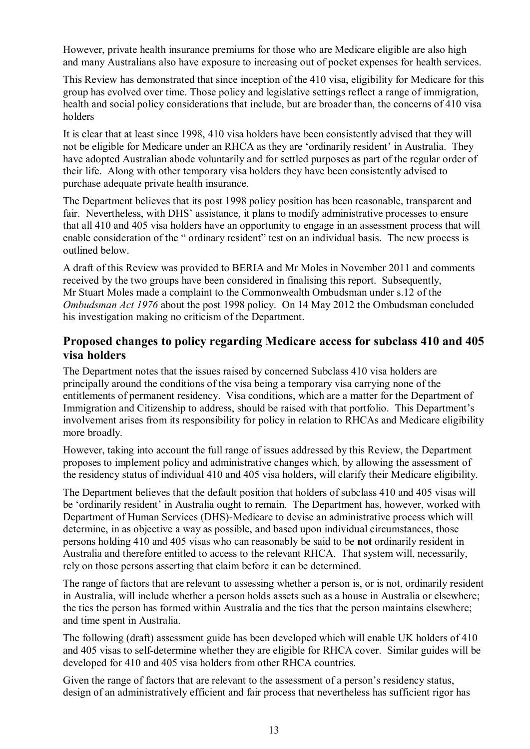However, private health insurance premiums for those who are Medicare eligible are also high and many Australians also have exposure to increasing out of pocket expenses for health services.

This Review has demonstrated that since inception of the 410 visa, eligibility for Medicare for this group has evolved over time. Those policy and legislative settings reflect a range of immigration, health and social policy considerations that include, but are broader than, the concerns of 410 visa holders

It is clear that at least since 1998, 410 visa holders have been consistently advised that they will not be eligible for Medicare under an RHCA as they are 'ordinarily resident' in Australia. They have adopted Australian abode voluntarily and for settled purposes as part of the regular order of their life. Along with other temporary visa holders they have been consistently advised to purchase adequate private health insurance.

The Department believes that its post 1998 policy position has been reasonable, transparent and fair. Nevertheless, with DHS' assistance, it plans to modify administrative processes to ensure that all 410 and 405 visa holders have an opportunity to engage in an assessment process that will enable consideration of the " ordinary resident" test on an individual basis. The new process is outlined below.

A draft of this Review was provided to BERIA and Mr Moles in November 2011 and comments received by the two groups have been considered in finalising this report. Subsequently, Mr Stuart Moles made a complaint to the Commonwealth Ombudsman under s.12 of the *Ombudsman Act 1976* about the post 1998 policy. On 14 May 2012 the Ombudsman concluded his investigation making no criticism of the Department.

## Proposed changes to policy regarding Medicare access for subclass 410 and 405 visa holders

The Department notes that the issues raised by concerned Subclass 410 visa holders are principally around the conditions of the visa being a temporary visa carrying none of the entitlements of permanent residency. Visa conditions, which are a matter for the Department of Immigration and Citizenship to address, should be raised with that portfolio. This Department's involvement arises from its responsibility for policy in relation to RHCAs and Medicare eligibility more broadly.

However, taking into account the full range of issues addressed by this Review, the Department proposes to implement policy and administrative changes which, by allowing the assessment of the residency status of individual 410 and 405 visa holders, will clarify their Medicare eligibility.

The Department believes that the default position that holders of subclass 410 and 405 visas will be 'ordinarily resident' in Australia ought to remain. The Department has, however, worked with Department of Human Services (DHS)-Medicare to devise an administrative process which will determine, in as objective a way as possible, and based upon individual circumstances, those persons holding 410 and 405 visas who can reasonably be said to be **not** ordinarily resident in Australia and therefore entitled to access to the relevant RHCA. That system will, necessarily, rely on those persons asserting that claim before it can be determined.

The range of factors that are relevant to assessing whether a person is, or is not, ordinarily resident in Australia, will include whether a person holds assets such as a house in Australia or elsewhere; the ties the person has formed within Australia and the ties that the person maintains elsewhere; and time spent in Australia.

The following (draft) assessment guide has been developed which will enable UK holders of 410 and 405 visas to self-determine whether they are eligible for RHCA cover. Similar guides will be developed for 410 and 405 visa holders from other RHCA countries.

Given the range of factors that are relevant to the assessment of a person's residency status, design of an administratively efficient and fair process that nevertheless has sufficient rigor has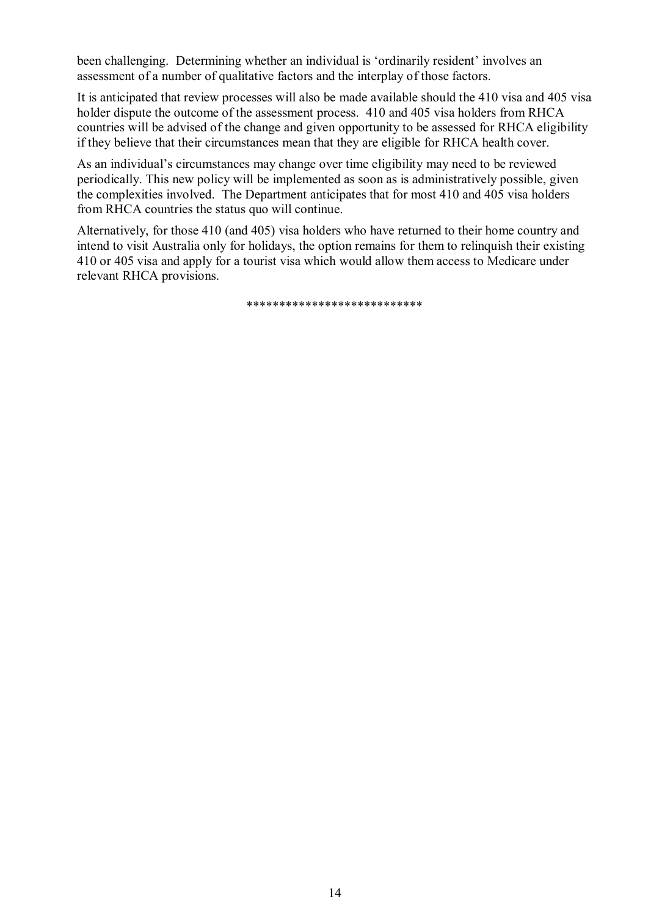been challenging. Determining whether an individual is 'ordinarily resident' involves an assessment of a number of qualitative factors and the interplay of those factors.

It is anticipated that review processes will also be made available should the 410 visa and 405 visa holder dispute the outcome of the assessment process. 410 and 405 visa holders from RHCA countries will be advised of the change and given opportunity to be assessed for RHCA eligibility if they believe that their circumstances mean that they are eligible for RHCA health cover.

As an individual's circumstances may change over time eligibility may need to be reviewed periodically. This new policy will be implemented as soon as is administratively possible, given the complexities involved. The Department anticipates that for most 410 and 405 visa holders from RHCA countries the status quo will continue.

Alternatively, for those 410 (and 405) visa holders who have returned to their home country and intend to visit Australia only for holidays, the option remains for them to relinquish their existing 410 or 405 visa and apply for a tourist visa which would allow them access to Medicare under relevant RHCA provisions.

***************************